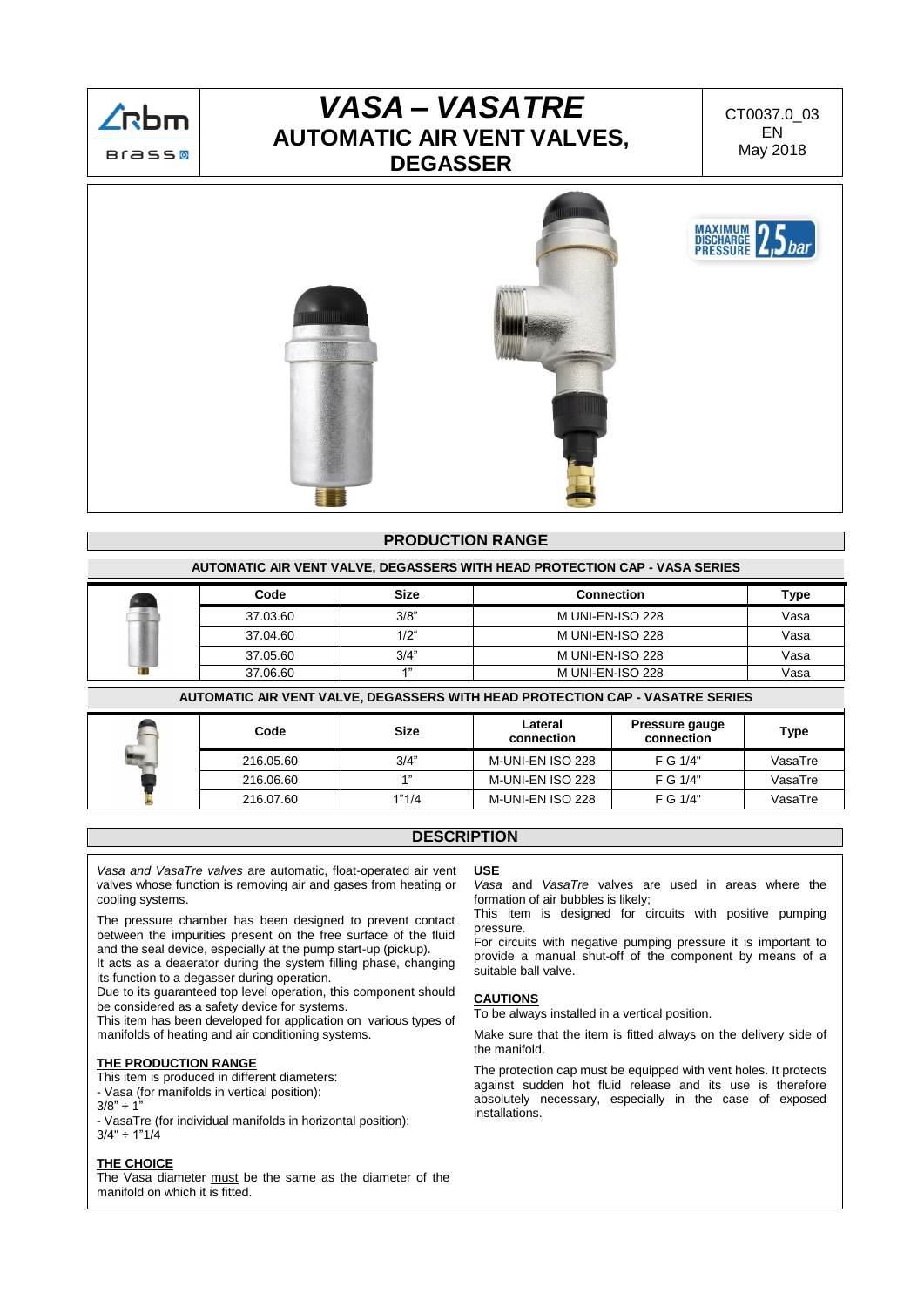# VASA – VASATRE

## AUTOMATIC AIR VENT VALVES, DEGASSER

CT0037.0_03
EN
May 2018

MAXIMUM DISCHARGE PRESSURE 2,5 bar

## PRODUCTION RANGE

### AUTOMATIC AIR VENT VALVE, DEGASSERS WITH HEAD PROTECTION CAP - VASA SERIES

| Code | Size | Connection | Type |
|---|---|---|---|
| 37.03.60 | 3/8" | M UNI-EN-ISO 228 | Vasa |
| 37.04.60 | 1/2" | M UNI-EN-ISO 228 | Vasa |
| 37.05.60 | 3/4" | M UNI-EN-ISO 228 | Vasa |
| 37.06.60 | 1" | M UNI-EN-ISO 228 | Vasa |

### AUTOMATIC AIR VENT VALVE, DEGASSERS WITH HEAD PROTECTION CAP - VASATRE SERIES

| Code | Size | Lateral connection | Pressure gauge connection | Type |
|---|---|---|---|---|
| 216.05.60 | 3/4" | M-UNI-EN ISO 228 | F G 1/4" | VasaTre |
| 216.06.60 | 1" | M-UNI-EN ISO 228 | F G 1/4" | VasaTre |
| 216.07.60 | 1"1/4 | M-UNI-EN ISO 228 | F G 1/4" | VasaTre |

## DESCRIPTION

*Vasa and VasaTre valves* are automatic, float-operated air vent valves whose function is removing air and gases from heating or cooling systems.

The pressure chamber has been designed to prevent contact between the impurities present on the free surface of the fluid and the seal device, especially at the pump start-up (pickup).
It acts as a deaerator during the system filling phase, changing its function to a degasser during operation.
Due to its guaranteed top level operation, this component should be considered as a safety device for systems.
This item has been developed for application on various types of manifolds of heating and air conditioning systems.

**THE PRODUCTION RANGE**

This item is produced in different diameters:
- Vasa (for manifolds in vertical position):
3/8" ÷ 1"
- VasaTre (for individual manifolds in horizontal position):
3/4" ÷ 1"1/4

**THE CHOICE**

The Vasa diameter must be the same as the diameter of the manifold on which it is fitted.

**USE**

*Vasa* and *VasaTre* valves are used in areas where the formation of air bubbles is likely;
This item is designed for circuits with positive pumping pressure.
For circuits with negative pumping pressure it is important to provide a manual shut-off of the component by means of a suitable ball valve.

**CAUTIONS**

To be always installed in a vertical position.

Make sure that the item is fitted always on the delivery side of the manifold.

The protection cap must be equipped with vent holes. It protects against sudden hot fluid release and its use is therefore absolutely necessary, especially in the case of exposed installations.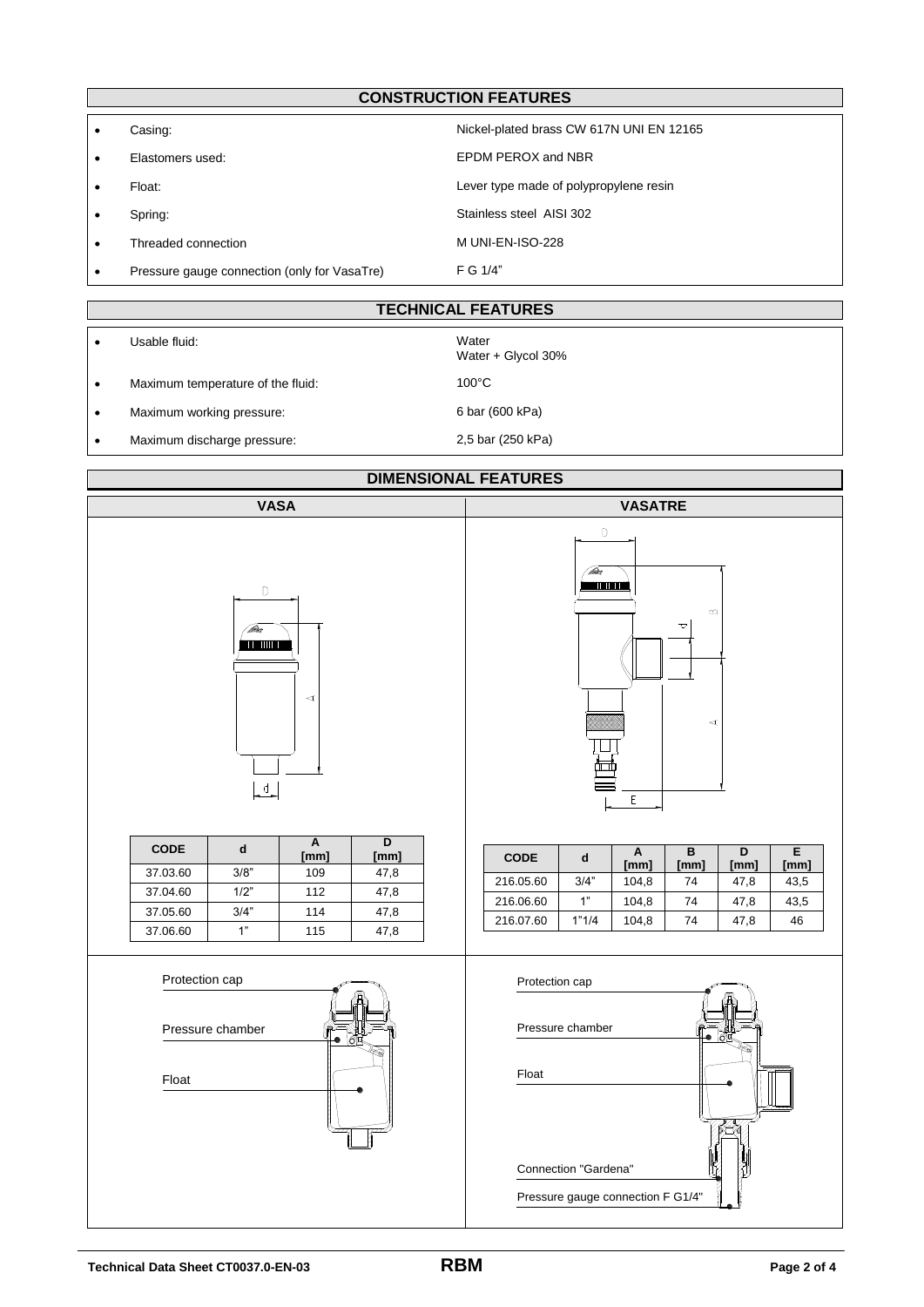## CONSTRUCTION FEATURES

- Casing: Nickel-plated brass CW 617N UNI EN 12165
- Elastomers used: EPDM PEROX and NBR
- Float: Lever type made of polypropylene resin
- Spring: Stainless steel AISI 302
- Threaded connection M UNI-EN-ISO-228
- Pressure gauge connection (only for VasaTre) F G 1/4"

## TECHNICAL FEATURES

- Usable fluid: Water, Water + Glycol 30%
- Maximum temperature of the fluid: 100°C
- Maximum working pressure: 6 bar (600 kPa)
- Maximum discharge pressure: 2,5 bar (250 kPa)

## DIMENSIONAL FEATURES

### VASA

| CODE | d | A [mm] | D [mm] |
|---|---|---|---|
| 37.03.60 | 3/8" | 109 | 47,8 |
| 37.04.60 | 1/2" | 112 | 47,8 |
| 37.05.60 | 3/4" | 114 | 47,8 |
| 37.06.60 | 1" | 115 | 47,8 |

Protection cap

Pressure chamber

Float

### VASATRE

| CODE | d | A [mm] | B [mm] | D [mm] | E [mm] |
|---|---|---|---|---|---|
| 216.05.60 | 3/4" | 104,8 | 74 | 47,8 | 43,5 |
| 216.06.60 | 1" | 104,8 | 74 | 47,8 | 43,5 |
| 216.07.60 | 1"1/4 | 104,8 | 74 | 47,8 | 46 |

Protection cap

Pressure chamber

Float

Connection "Gardena"

Pressure gauge connection F G1/4"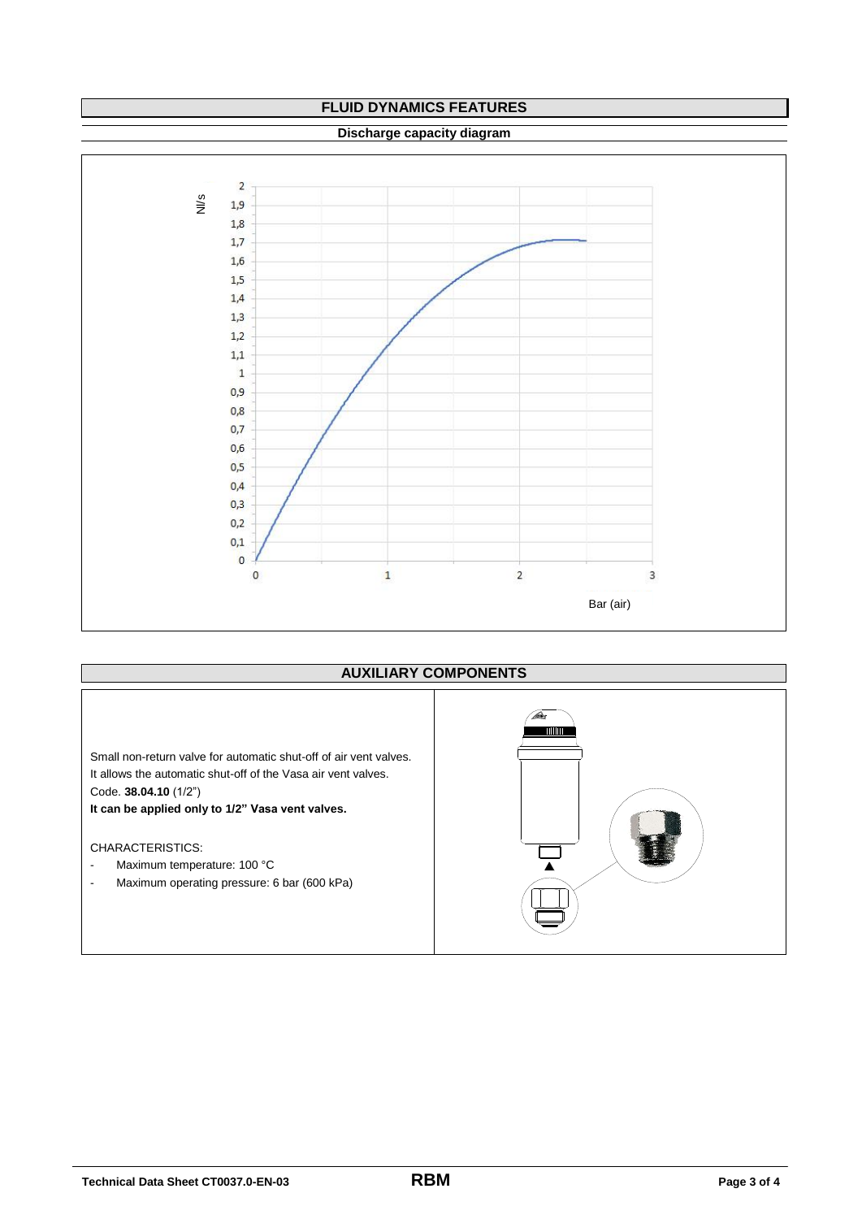## FLUID DYNAMICS FEATURES

### Discharge capacity diagram

Nl/s

2
1,9
1,8
1,7
1,6
1,5
1,4
1,3
1,2
1,1
1
0,9
0,8
0,7
0,6
0,5
0,4
0,3
0,2
0,1
0

0 1 2 3

Bar (air)

## AUXILIARY COMPONENTS

Small non-return valve for automatic shut-off of air vent valves.
It allows the automatic shut-off of the Vasa air vent valves.
Code. **38.04.10** (1/2")
**It can be applied only to 1/2" Vasa vent valves.**

CHARACTERISTICS:

- Maximum temperature: 100 °C
- Maximum operating pressure: 6 bar (600 kPa)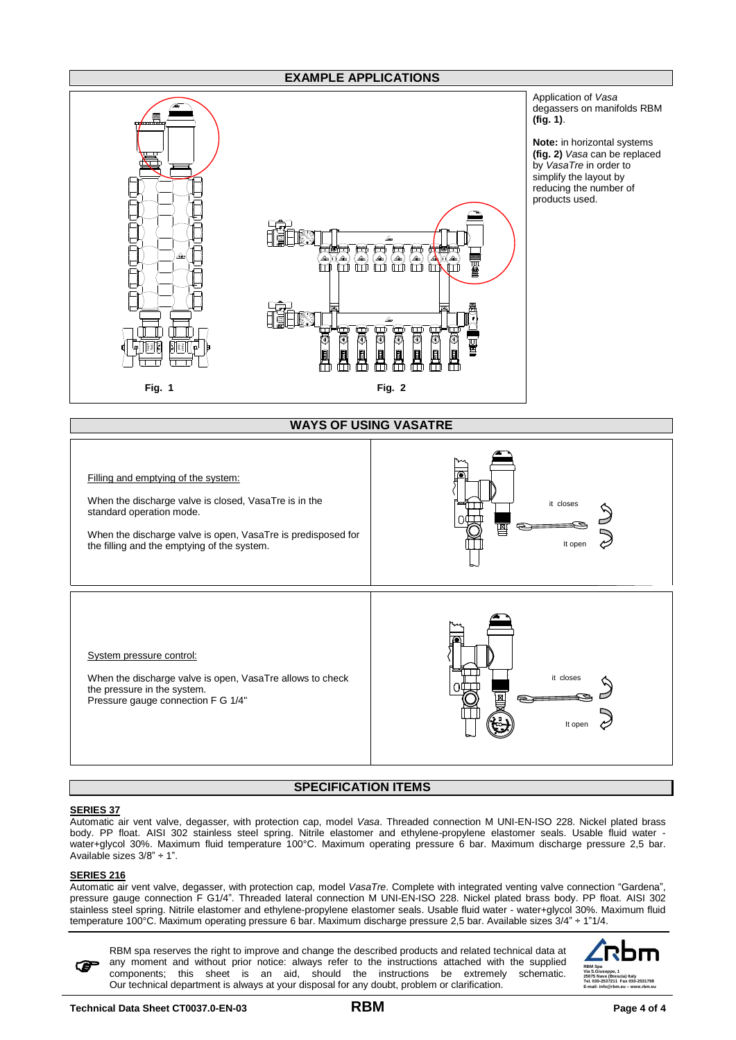## EXAMPLE APPLICATIONS

Fig. 1

Fig. 2

Application of *Vasa* degassers on manifolds RBM **(fig. 1)**.

**Note:** in horizontal systems **(fig. 2)** *Vasa* can be replaced by *VasaTre* in order to simplify the layout by reducing the number of products used.

## WAYS OF USING VASATRE

Filling and emptying of the system:

When the discharge valve is closed, VasaTre is in the standard operation mode.

When the discharge valve is open, VasaTre is predisposed for the filling and the emptying of the system.

it closes

It open

System pressure control:

When the discharge valve is open, VasaTre allows to check the pressure in the system.
Pressure gauge connection F G 1/4"

it closes

It open

## SPECIFICATION ITEMS

**SERIES 37**

Automatic air vent valve, degasser, with protection cap, model *Vasa*. Threaded connection M UNI-EN-ISO 228. Nickel plated brass body. PP float. AISI 302 stainless steel spring. Nitrile elastomer and ethylene-propylene elastomer seals. Usable fluid water - water+glycol 30%. Maximum fluid temperature 100°C. Maximum operating pressure 6 bar. Maximum discharge pressure 2,5 bar. Available sizes 3/8" ÷ 1".

**SERIES 216**

Automatic air vent valve, degasser, with protection cap, model *VasaTre*. Complete with integrated venting valve connection "Gardena", pressure gauge connection F G1/4". Threaded lateral connection M UNI-EN-ISO 228. Nickel plated brass body. PP float. AISI 302 stainless steel spring. Nitrile elastomer and ethylene-propylene elastomer seals. Usable fluid water - water+glycol 30%. Maximum fluid temperature 100°C. Maximum operating pressure 6 bar. Maximum discharge pressure 2,5 bar. Available sizes 3/4" ÷ 1"1/4.

RBM spa reserves the right to improve and change the described products and related technical data at any moment and without prior notice: always refer to the instructions attached with the supplied components; this sheet is an aid, should the instructions be extremely schematic. Our technical department is always at your disposal for any doubt, problem or clarification.

RBM Spa
Via S.Giuseppe, 1
25075 Nave (Brescia) Italy
Tel. 030-2537211 Fax 030-2531798
E-mail: info@rbm.eu – www.rbm.eu